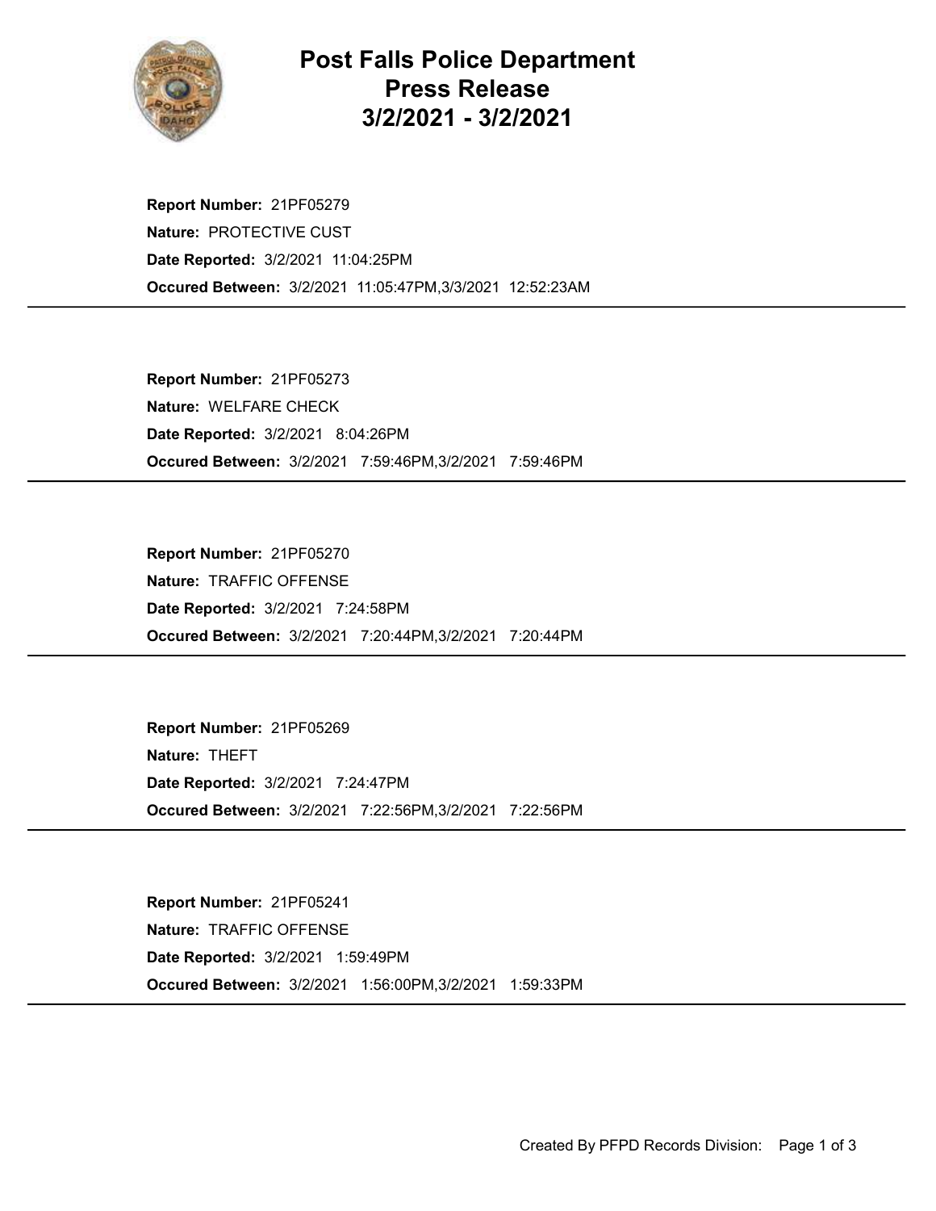# Post Falls Police Department Press Release 3/2/2021 - 3/2/2021

**Report Number:** 21PF05279
**Nature:** PROTECTIVE CUST
**Date Reported:** 3/2/2021 11:04:25PM
**Occured Between:** 3/2/2021 11:05:47PM,3/3/2021 12:52:23AM

---

**Report Number:** 21PF05273
**Nature:** WELFARE CHECK
**Date Reported:** 3/2/2021 8:04:26PM
**Occured Between:** 3/2/2021 7:59:46PM,3/2/2021 7:59:46PM

---

**Report Number:** 21PF05270
**Nature:** TRAFFIC OFFENSE
**Date Reported:** 3/2/2021 7:24:58PM
**Occured Between:** 3/2/2021 7:20:44PM,3/2/2021 7:20:44PM

---

**Report Number:** 21PF05269
**Nature:** THEFT
**Date Reported:** 3/2/2021 7:24:47PM
**Occured Between:** 3/2/2021 7:22:56PM,3/2/2021 7:22:56PM

---

**Report Number:** 21PF05241
**Nature:** TRAFFIC OFFENSE
**Date Reported:** 3/2/2021 1:59:49PM
**Occured Between:** 3/2/2021 1:56:00PM,3/2/2021 1:59:33PM

---

Created By PFPD Records Division: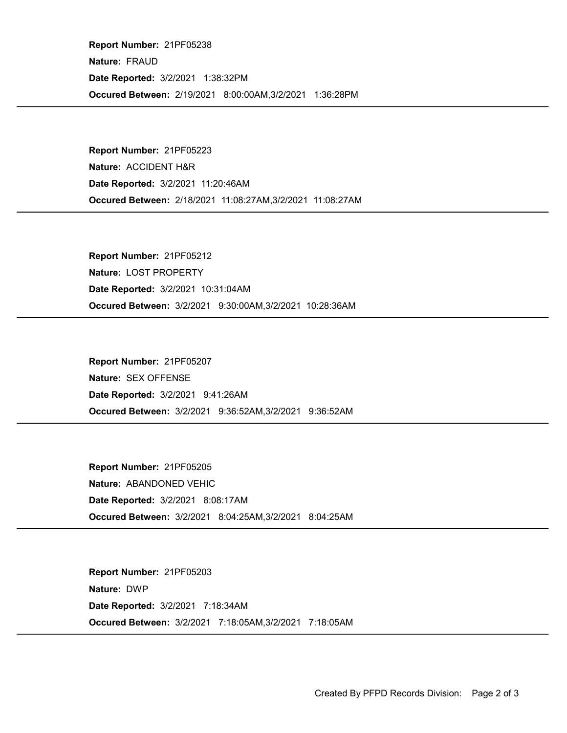**Report Number:** 21PF05238

**Nature:** FRAUD

**Date Reported:** 3/2/2021 1:38:32PM

**Occured Between:** 2/19/2021 8:00:00AM,3/2/2021 1:36:28PM

---

**Report Number:** 21PF05223

**Nature:** ACCIDENT H&R

**Date Reported:** 3/2/2021 11:20:46AM

**Occured Between:** 2/18/2021 11:08:27AM,3/2/2021 11:08:27AM

---

**Report Number:** 21PF05212

**Nature:** LOST PROPERTY

**Date Reported:** 3/2/2021 10:31:04AM

**Occured Between:** 3/2/2021 9:30:00AM,3/2/2021 10:28:36AM

---

**Report Number:** 21PF05207

**Nature:** SEX OFFENSE

**Date Reported:** 3/2/2021 9:41:26AM

**Occured Between:** 3/2/2021 9:36:52AM,3/2/2021 9:36:52AM

---

**Report Number:** 21PF05205

**Nature:** ABANDONED VEHIC

**Date Reported:** 3/2/2021 8:08:17AM

**Occured Between:** 3/2/2021 8:04:25AM,3/2/2021 8:04:25AM

---

**Report Number:** 21PF05203

**Nature:** DWP

**Date Reported:** 3/2/2021 7:18:34AM

**Occured Between:** 3/2/2021 7:18:05AM,3/2/2021 7:18:05AM

---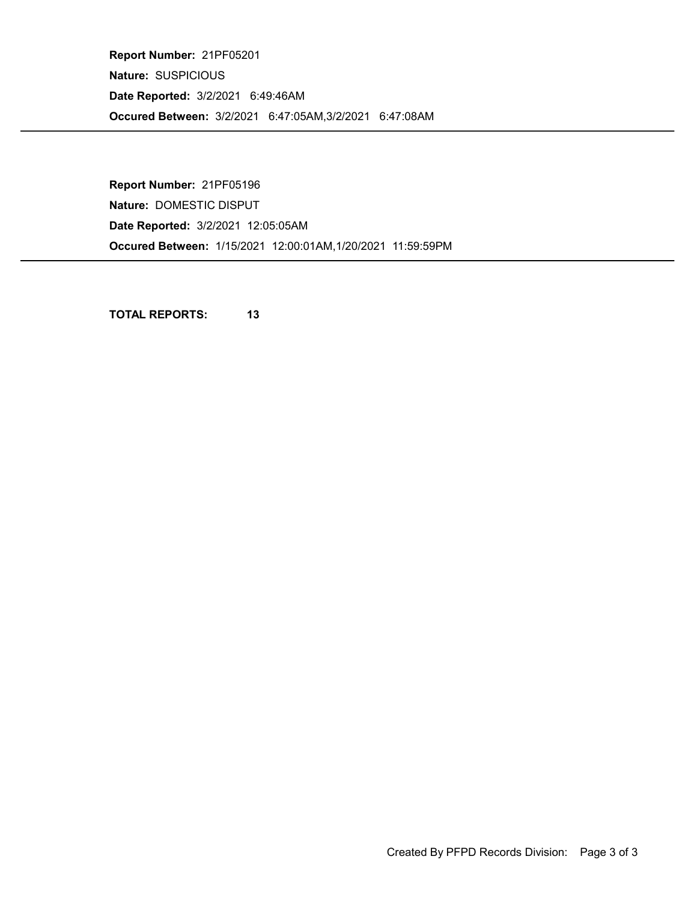**Report Number:** 21PF05201

**Nature:** SUSPICIOUS

**Date Reported:** 3/2/2021 6:49:46AM

**Occured Between:** 3/2/2021 6:47:05AM,3/2/2021 6:47:08AM

---

**Report Number:** 21PF05196

**Nature:** DOMESTIC DISPUT

**Date Reported:** 3/2/2021 12:05:05AM

**Occured Between:** 1/15/2021 12:00:01AM,1/20/2021 11:59:59PM

---

**TOTAL REPORTS:** **13**

Created By PFPD Records Division: